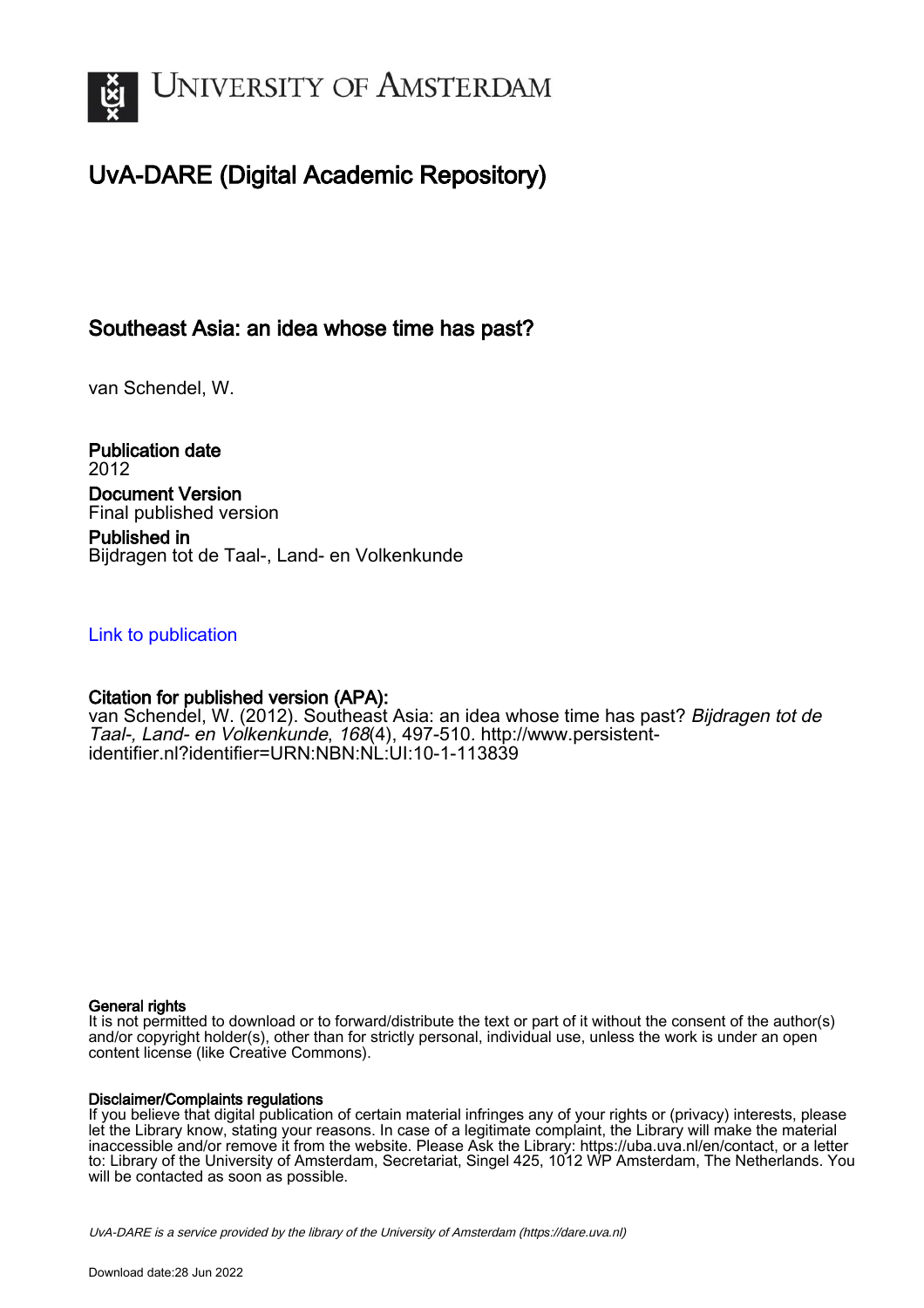# University of Amsterdam

## UvA-DARE (Digital Academic Repository)

### Southeast Asia: an idea whose time has past?

van Schendel, W.

**Publication date**
2012

**Document Version**
Final published version

**Published in**
Bijdragen tot de Taal-, Land- en Volkenkunde

Link to publication

**Citation for published version (APA):**
van Schendel, W. (2012). Southeast Asia: an idea whose time has past? *Bijdragen tot de Taal-, Land- en Volkenkunde*, *168*(4), 497-510. http://www.persistent-identifier.nl?identifier=URN:NBN:NL:UI:10-1-113839

**General rights**
It is not permitted to download or to forward/distribute the text or part of it without the consent of the author(s) and/or copyright holder(s), other than for strictly personal, individual use, unless the work is under an open content license (like Creative Commons).

**Disclaimer/Complaints regulations**
If you believe that digital publication of certain material infringes any of your rights or (privacy) interests, please let the Library know, stating your reasons. In case of a legitimate complaint, the Library will make the material inaccessible and/or remove it from the website. Please Ask the Library: https://uba.uva.nl/en/contact, or a letter to: Library of the University of Amsterdam, Secretariat, Singel 425, 1012 WP Amsterdam, The Netherlands. You will be contacted as soon as possible.

UvA-DARE is a service provided by the library of the University of Amsterdam (https://dare.uva.nl)

Download date:28 Jun 2022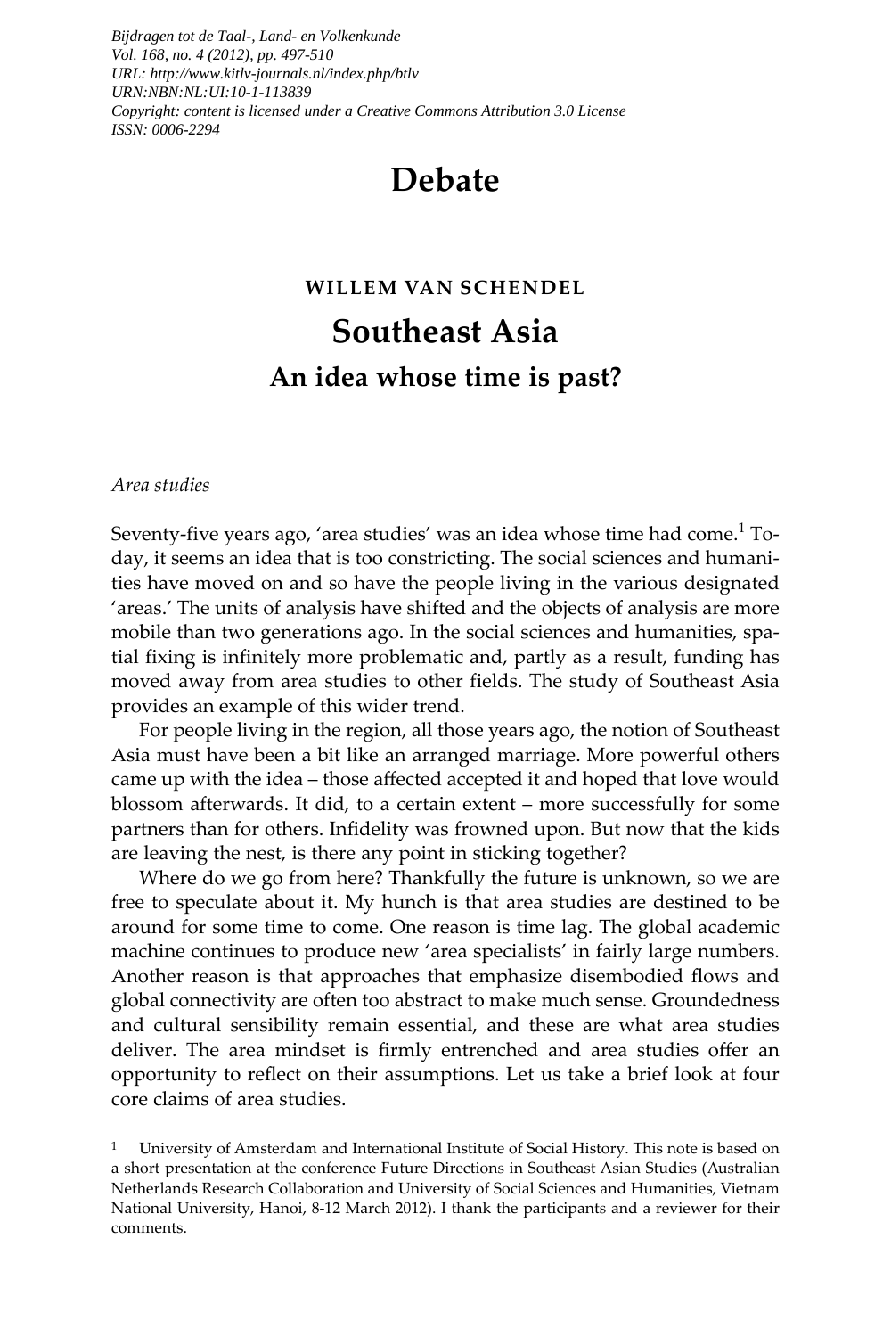*Bijdragen tot de Taal-, Land- en Volkenkunde*
*Vol. 168, no. 4 (2012), pp. 497-510*
*URL: http://www.kitlv-journals.nl/index.php/btlv*
*URN:NBN:NL:UI:10-1-113839*
*Copyright: content is licensed under a Creative Commons Attribution 3.0 License*
*ISSN: 0006-2294*

# Debate

**WILLEM VAN SCHENDEL**

## Southeast Asia

### An idea whose time is past?

*Area studies*

Seventy-five years ago, 'area studies' was an idea whose time had come.[1] Today, it seems an idea that is too constricting. The social sciences and humanities have moved on and so have the people living in the various designated 'areas.' The units of analysis have shifted and the objects of analysis are more mobile than two generations ago. In the social sciences and humanities, spatial fixing is infinitely more problematic and, partly as a result, funding has moved away from area studies to other fields. The study of Southeast Asia provides an example of this wider trend.

For people living in the region, all those years ago, the notion of Southeast Asia must have been a bit like an arranged marriage. More powerful others came up with the idea – those affected accepted it and hoped that love would blossom afterwards. It did, to a certain extent – more successfully for some partners than for others. Infidelity was frowned upon. But now that the kids are leaving the nest, is there any point in sticking together?

Where do we go from here? Thankfully the future is unknown, so we are free to speculate about it. My hunch is that area studies are destined to be around for some time to come. One reason is time lag. The global academic machine continues to produce new 'area specialists' in fairly large numbers. Another reason is that approaches that emphasize disembodied flows and global connectivity are often too abstract to make much sense. Groundedness and cultural sensibility remain essential, and these are what area studies deliver. The area mindset is firmly entrenched and area studies offer an opportunity to reflect on their assumptions. Let us take a brief look at four core claims of area studies.

[1] University of Amsterdam and International Institute of Social History. This note is based on a short presentation at the conference Future Directions in Southeast Asian Studies (Australian Netherlands Research Collaboration and University of Social Sciences and Humanities, Vietnam National University, Hanoi, 8-12 March 2012). I thank the participants and a reviewer for their comments.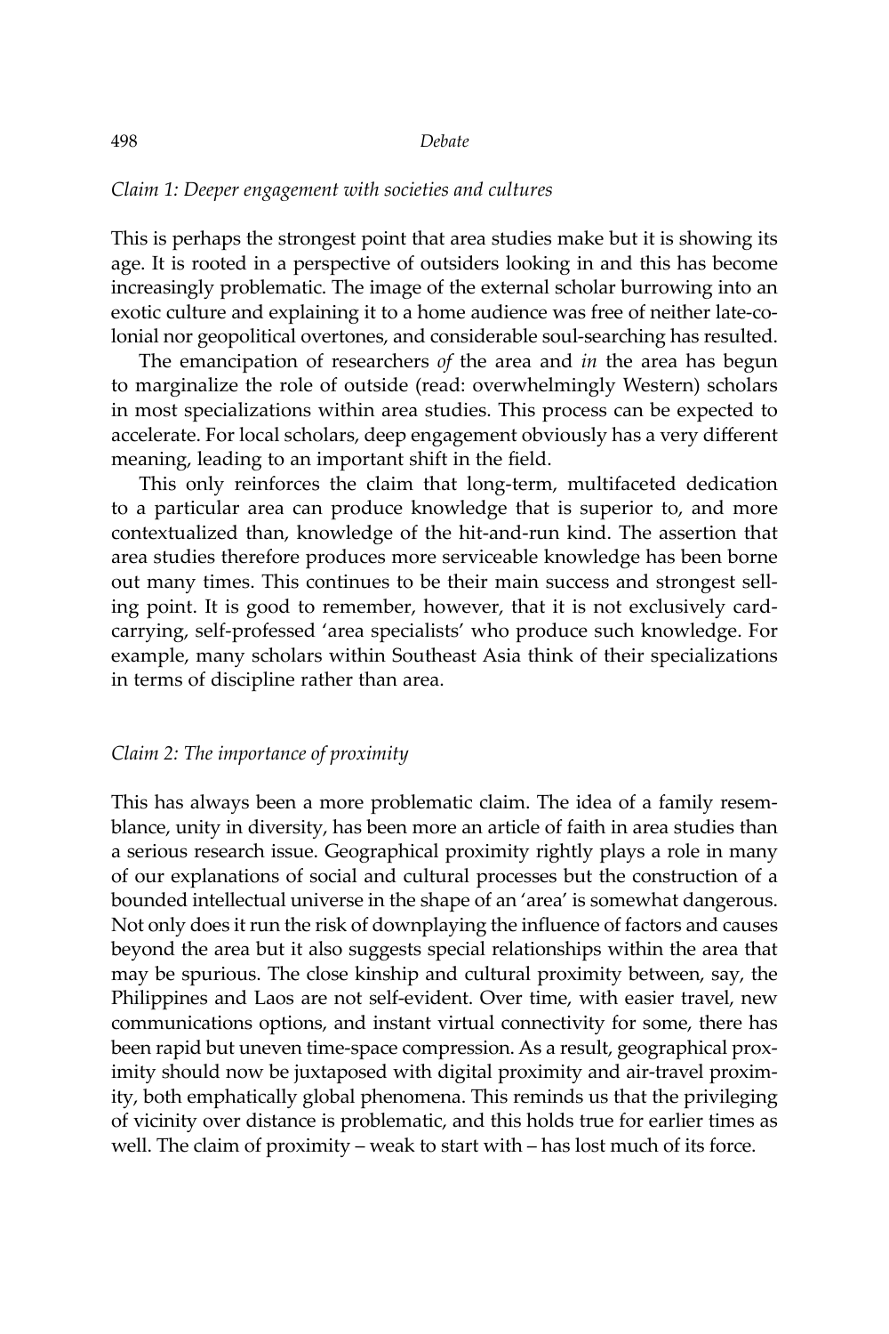*Claim 1: Deeper engagement with societies and cultures*

This is perhaps the strongest point that area studies make but it is showing its age. It is rooted in a perspective of outsiders looking in and this has become increasingly problematic. The image of the external scholar burrowing into an exotic culture and explaining it to a home audience was free of neither late-colonial nor geopolitical overtones, and considerable soul-searching has resulted.

The emancipation of researchers *of* the area and *in* the area has begun to marginalize the role of outside (read: overwhelmingly Western) scholars in most specializations within area studies. This process can be expected to accelerate. For local scholars, deep engagement obviously has a very different meaning, leading to an important shift in the field.

This only reinforces the claim that long-term, multifaceted dedication to a particular area can produce knowledge that is superior to, and more contextualized than, knowledge of the hit-and-run kind. The assertion that area studies therefore produces more serviceable knowledge has been borne out many times. This continues to be their main success and strongest selling point. It is good to remember, however, that it is not exclusively card-carrying, self-professed 'area specialists' who produce such knowledge. For example, many scholars within Southeast Asia think of their specializations in terms of discipline rather than area.

*Claim 2: The importance of proximity*

This has always been a more problematic claim. The idea of a family resemblance, unity in diversity, has been more an article of faith in area studies than a serious research issue. Geographical proximity rightly plays a role in many of our explanations of social and cultural processes but the construction of a bounded intellectual universe in the shape of an 'area' is somewhat dangerous. Not only does it run the risk of downplaying the influence of factors and causes beyond the area but it also suggests special relationships within the area that may be spurious. The close kinship and cultural proximity between, say, the Philippines and Laos are not self-evident. Over time, with easier travel, new communications options, and instant virtual connectivity for some, there has been rapid but uneven time-space compression. As a result, geographical proximity should now be juxtaposed with digital proximity and air-travel proximity, both emphatically global phenomena. This reminds us that the privileging of vicinity over distance is problematic, and this holds true for earlier times as well. The claim of proximity – weak to start with – has lost much of its force.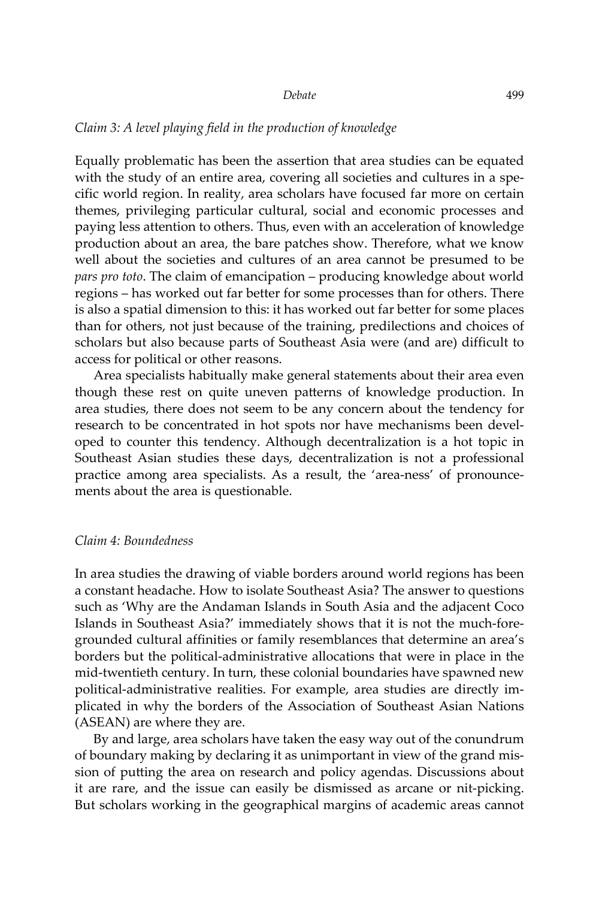*Claim 3: A level playing field in the production of knowledge*

Equally problematic has been the assertion that area studies can be equated with the study of an entire area, covering all societies and cultures in a specific world region. In reality, area scholars have focused far more on certain themes, privileging particular cultural, social and economic processes and paying less attention to others. Thus, even with an acceleration of knowledge production about an area, the bare patches show. Therefore, what we know well about the societies and cultures of an area cannot be presumed to be *pars pro toto*. The claim of emancipation – producing knowledge about world regions – has worked out far better for some processes than for others. There is also a spatial dimension to this: it has worked out far better for some places than for others, not just because of the training, predilections and choices of scholars but also because parts of Southeast Asia were (and are) difficult to access for political or other reasons.

Area specialists habitually make general statements about their area even though these rest on quite uneven patterns of knowledge production. In area studies, there does not seem to be any concern about the tendency for research to be concentrated in hot spots nor have mechanisms been developed to counter this tendency. Although decentralization is a hot topic in Southeast Asian studies these days, decentralization is not a professional practice among area specialists. As a result, the 'area-ness' of pronouncements about the area is questionable.

*Claim 4: Boundedness*

In area studies the drawing of viable borders around world regions has been a constant headache. How to isolate Southeast Asia? The answer to questions such as 'Why are the Andaman Islands in South Asia and the adjacent Coco Islands in Southeast Asia?' immediately shows that it is not the much-foregrounded cultural affinities or family resemblances that determine an area's borders but the political-administrative allocations that were in place in the mid-twentieth century. In turn, these colonial boundaries have spawned new political-administrative realities. For example, area studies are directly implicated in why the borders of the Association of Southeast Asian Nations (ASEAN) are where they are.

By and large, area scholars have taken the easy way out of the conundrum of boundary making by declaring it as unimportant in view of the grand mission of putting the area on research and policy agendas. Discussions about it are rare, and the issue can easily be dismissed as arcane or nit-picking. But scholars working in the geographical margins of academic areas cannot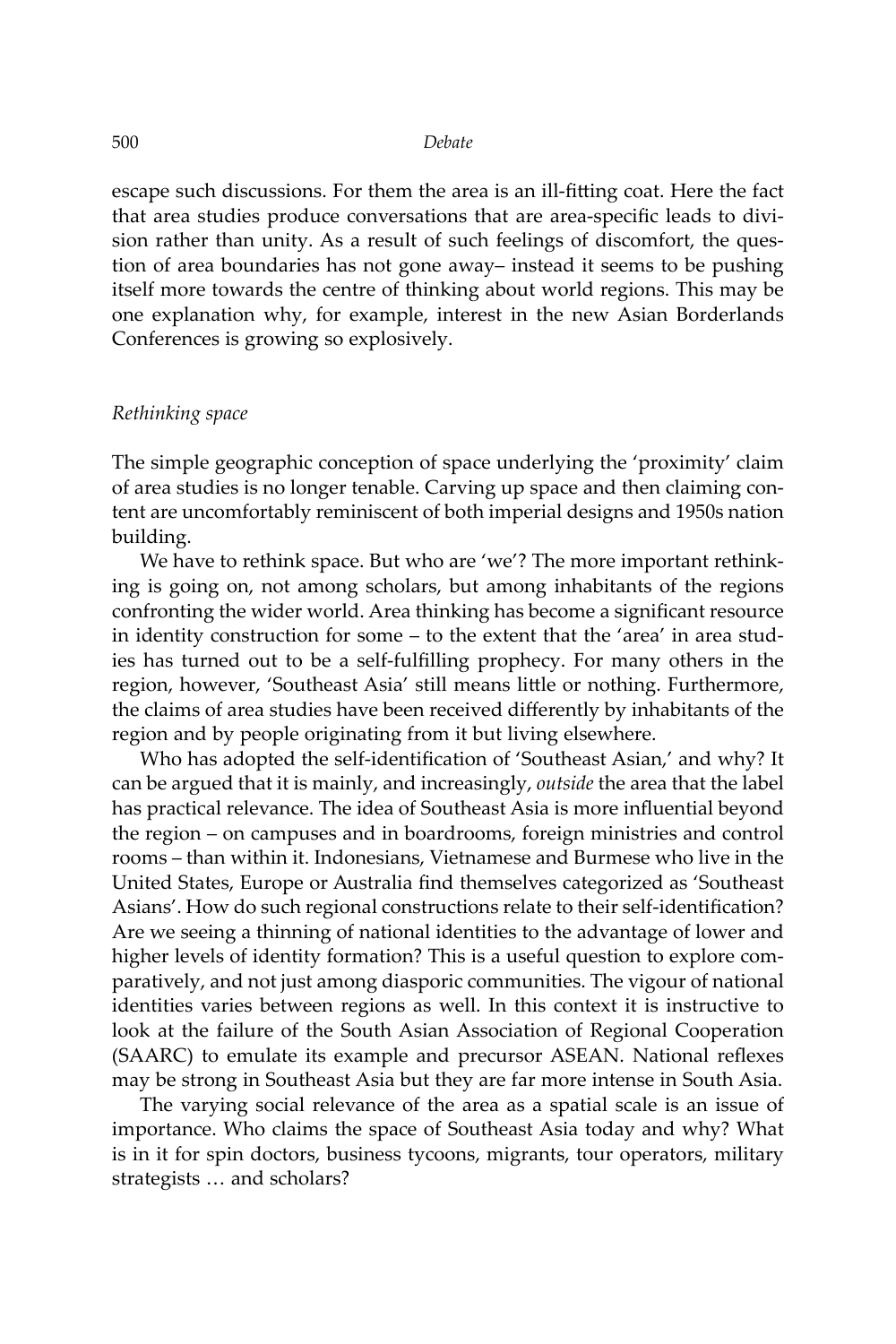escape such discussions. For them the area is an ill-fitting coat. Here the fact that area studies produce conversations that are area-specific leads to division rather than unity. As a result of such feelings of discomfort, the question of area boundaries has not gone away– instead it seems to be pushing itself more towards the centre of thinking about world regions. This may be one explanation why, for example, interest in the new Asian Borderlands Conferences is growing so explosively.

### *Rethinking space*

The simple geographic conception of space underlying the 'proximity' claim of area studies is no longer tenable. Carving up space and then claiming content are uncomfortably reminiscent of both imperial designs and 1950s nation building.

We have to rethink space. But who are 'we'? The more important rethinking is going on, not among scholars, but among inhabitants of the regions confronting the wider world. Area thinking has become a significant resource in identity construction for some – to the extent that the 'area' in area studies has turned out to be a self-fulfilling prophecy. For many others in the region, however, 'Southeast Asia' still means little or nothing. Furthermore, the claims of area studies have been received differently by inhabitants of the region and by people originating from it but living elsewhere.

Who has adopted the self-identification of 'Southeast Asian,' and why? It can be argued that it is mainly, and increasingly, *outside* the area that the label has practical relevance. The idea of Southeast Asia is more influential beyond the region – on campuses and in boardrooms, foreign ministries and control rooms – than within it. Indonesians, Vietnamese and Burmese who live in the United States, Europe or Australia find themselves categorized as 'Southeast Asians'. How do such regional constructions relate to their self-identification? Are we seeing a thinning of national identities to the advantage of lower and higher levels of identity formation? This is a useful question to explore comparatively, and not just among diasporic communities. The vigour of national identities varies between regions as well. In this context it is instructive to look at the failure of the South Asian Association of Regional Cooperation (SAARC) to emulate its example and precursor ASEAN. National reflexes may be strong in Southeast Asia but they are far more intense in South Asia.

The varying social relevance of the area as a spatial scale is an issue of importance. Who claims the space of Southeast Asia today and why? What is in it for spin doctors, business tycoons, migrants, tour operators, military strategists … and scholars?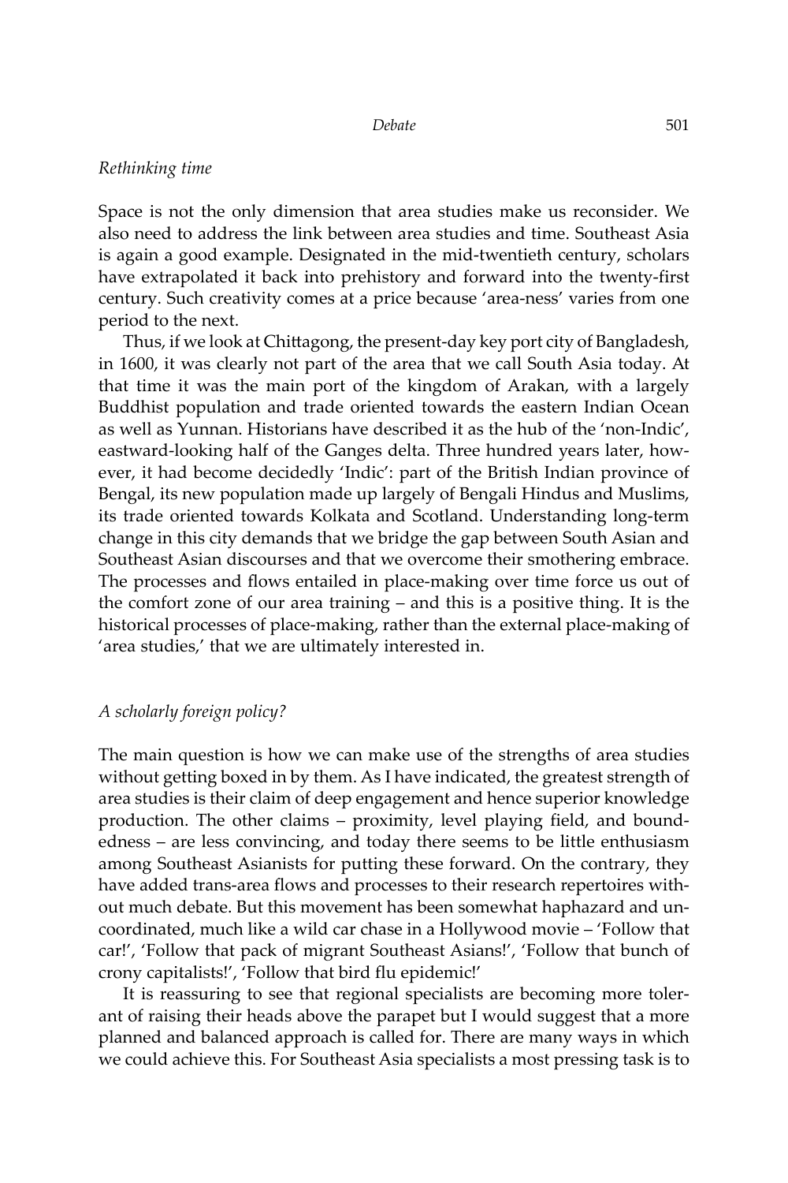*Rethinking time*

Space is not the only dimension that area studies make us reconsider. We also need to address the link between area studies and time. Southeast Asia is again a good example. Designated in the mid-twentieth century, scholars have extrapolated it back into prehistory and forward into the twenty-first century. Such creativity comes at a price because 'area-ness' varies from one period to the next.

Thus, if we look at Chittagong, the present-day key port city of Bangladesh, in 1600, it was clearly not part of the area that we call South Asia today. At that time it was the main port of the kingdom of Arakan, with a largely Buddhist population and trade oriented towards the eastern Indian Ocean as well as Yunnan. Historians have described it as the hub of the 'non-Indic', eastward-looking half of the Ganges delta. Three hundred years later, however, it had become decidedly 'Indic': part of the British Indian province of Bengal, its new population made up largely of Bengali Hindus and Muslims, its trade oriented towards Kolkata and Scotland. Understanding long-term change in this city demands that we bridge the gap between South Asian and Southeast Asian discourses and that we overcome their smothering embrace. The processes and flows entailed in place-making over time force us out of the comfort zone of our area training – and this is a positive thing. It is the historical processes of place-making, rather than the external place-making of 'area studies,' that we are ultimately interested in.

*A scholarly foreign policy?*

The main question is how we can make use of the strengths of area studies without getting boxed in by them. As I have indicated, the greatest strength of area studies is their claim of deep engagement and hence superior knowledge production. The other claims – proximity, level playing field, and boundedness – are less convincing, and today there seems to be little enthusiasm among Southeast Asianists for putting these forward. On the contrary, they have added trans-area flows and processes to their research repertoires without much debate. But this movement has been somewhat haphazard and uncoordinated, much like a wild car chase in a Hollywood movie – 'Follow that car!', 'Follow that pack of migrant Southeast Asians!', 'Follow that bunch of crony capitalists!', 'Follow that bird flu epidemic!'

It is reassuring to see that regional specialists are becoming more tolerant of raising their heads above the parapet but I would suggest that a more planned and balanced approach is called for. There are many ways in which we could achieve this. For Southeast Asia specialists a most pressing task is to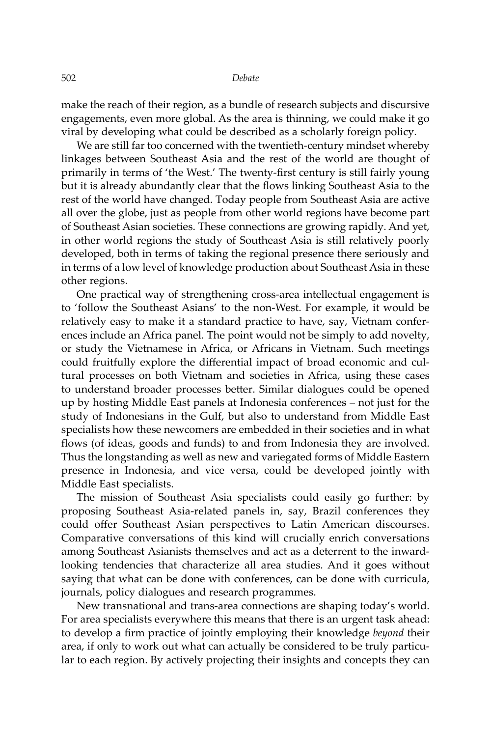make the reach of their region, as a bundle of research subjects and discursive engagements, even more global. As the area is thinning, we could make it go viral by developing what could be described as a scholarly foreign policy.

We are still far too concerned with the twentieth-century mindset whereby linkages between Southeast Asia and the rest of the world are thought of primarily in terms of 'the West.' The twenty-first century is still fairly young but it is already abundantly clear that the flows linking Southeast Asia to the rest of the world have changed. Today people from Southeast Asia are active all over the globe, just as people from other world regions have become part of Southeast Asian societies. These connections are growing rapidly. And yet, in other world regions the study of Southeast Asia is still relatively poorly developed, both in terms of taking the regional presence there seriously and in terms of a low level of knowledge production about Southeast Asia in these other regions.

One practical way of strengthening cross-area intellectual engagement is to 'follow the Southeast Asians' to the non-West. For example, it would be relatively easy to make it a standard practice to have, say, Vietnam conferences include an Africa panel. The point would not be simply to add novelty, or study the Vietnamese in Africa, or Africans in Vietnam. Such meetings could fruitfully explore the differential impact of broad economic and cultural processes on both Vietnam and societies in Africa, using these cases to understand broader processes better. Similar dialogues could be opened up by hosting Middle East panels at Indonesia conferences – not just for the study of Indonesians in the Gulf, but also to understand from Middle East specialists how these newcomers are embedded in their societies and in what flows (of ideas, goods and funds) to and from Indonesia they are involved. Thus the longstanding as well as new and variegated forms of Middle Eastern presence in Indonesia, and vice versa, could be developed jointly with Middle East specialists.

The mission of Southeast Asia specialists could easily go further: by proposing Southeast Asia-related panels in, say, Brazil conferences they could offer Southeast Asian perspectives to Latin American discourses. Comparative conversations of this kind will crucially enrich conversations among Southeast Asianists themselves and act as a deterrent to the inward-looking tendencies that characterize all area studies. And it goes without saying that what can be done with conferences, can be done with curricula, journals, policy dialogues and research programmes.

New transnational and trans-area connections are shaping today's world. For area specialists everywhere this means that there is an urgent task ahead: to develop a firm practice of jointly employing their knowledge *beyond* their area, if only to work out what can actually be considered to be truly particular to each region. By actively projecting their insights and concepts they can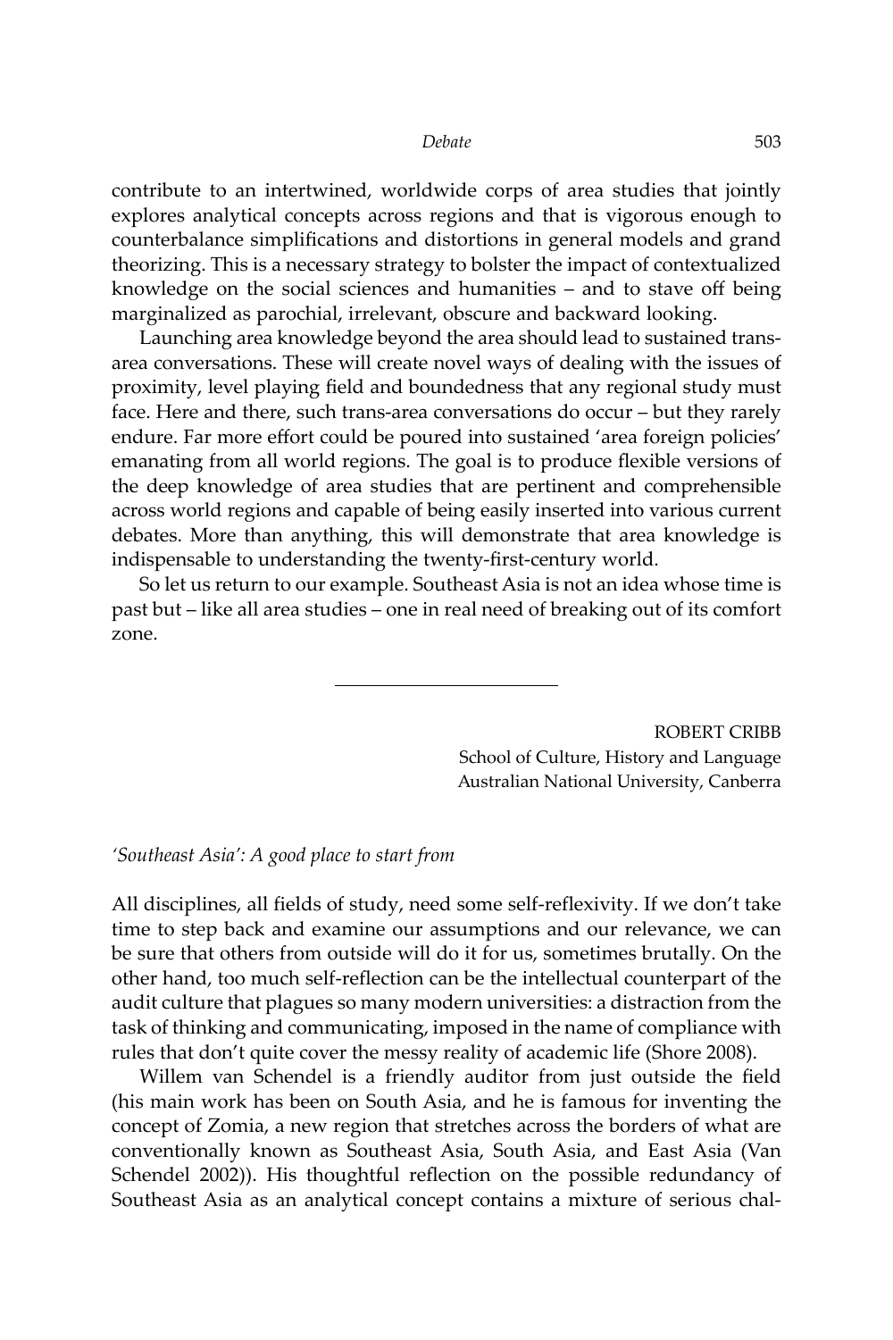contribute to an intertwined, worldwide corps of area studies that jointly explores analytical concepts across regions and that is vigorous enough to counterbalance simplifications and distortions in general models and grand theorizing. This is a necessary strategy to bolster the impact of contextualized knowledge on the social sciences and humanities – and to stave off being marginalized as parochial, irrelevant, obscure and backward looking.

Launching area knowledge beyond the area should lead to sustained trans-area conversations. These will create novel ways of dealing with the issues of proximity, level playing field and boundedness that any regional study must face. Here and there, such trans-area conversations do occur – but they rarely endure. Far more effort could be poured into sustained 'area foreign policies' emanating from all world regions. The goal is to produce flexible versions of the deep knowledge of area studies that are pertinent and comprehensible across world regions and capable of being easily inserted into various current debates. More than anything, this will demonstrate that area knowledge is indispensable to understanding the twenty-first-century world.

So let us return to our example. Southeast Asia is not an idea whose time is past but – like all area studies – one in real need of breaking out of its comfort zone.

---

ROBERT CRIBB
School of Culture, History and Language
Australian National University, Canberra

*'Southeast Asia': A good place to start from*

All disciplines, all fields of study, need some self-reflexivity. If we don't take time to step back and examine our assumptions and our relevance, we can be sure that others from outside will do it for us, sometimes brutally. On the other hand, too much self-reflection can be the intellectual counterpart of the audit culture that plagues so many modern universities: a distraction from the task of thinking and communicating, imposed in the name of compliance with rules that don't quite cover the messy reality of academic life (Shore 2008).

Willem van Schendel is a friendly auditor from just outside the field (his main work has been on South Asia, and he is famous for inventing the concept of Zomia, a new region that stretches across the borders of what are conventionally known as Southeast Asia, South Asia, and East Asia (Van Schendel 2002)). His thoughtful reflection on the possible redundancy of Southeast Asia as an analytical concept contains a mixture of serious chal-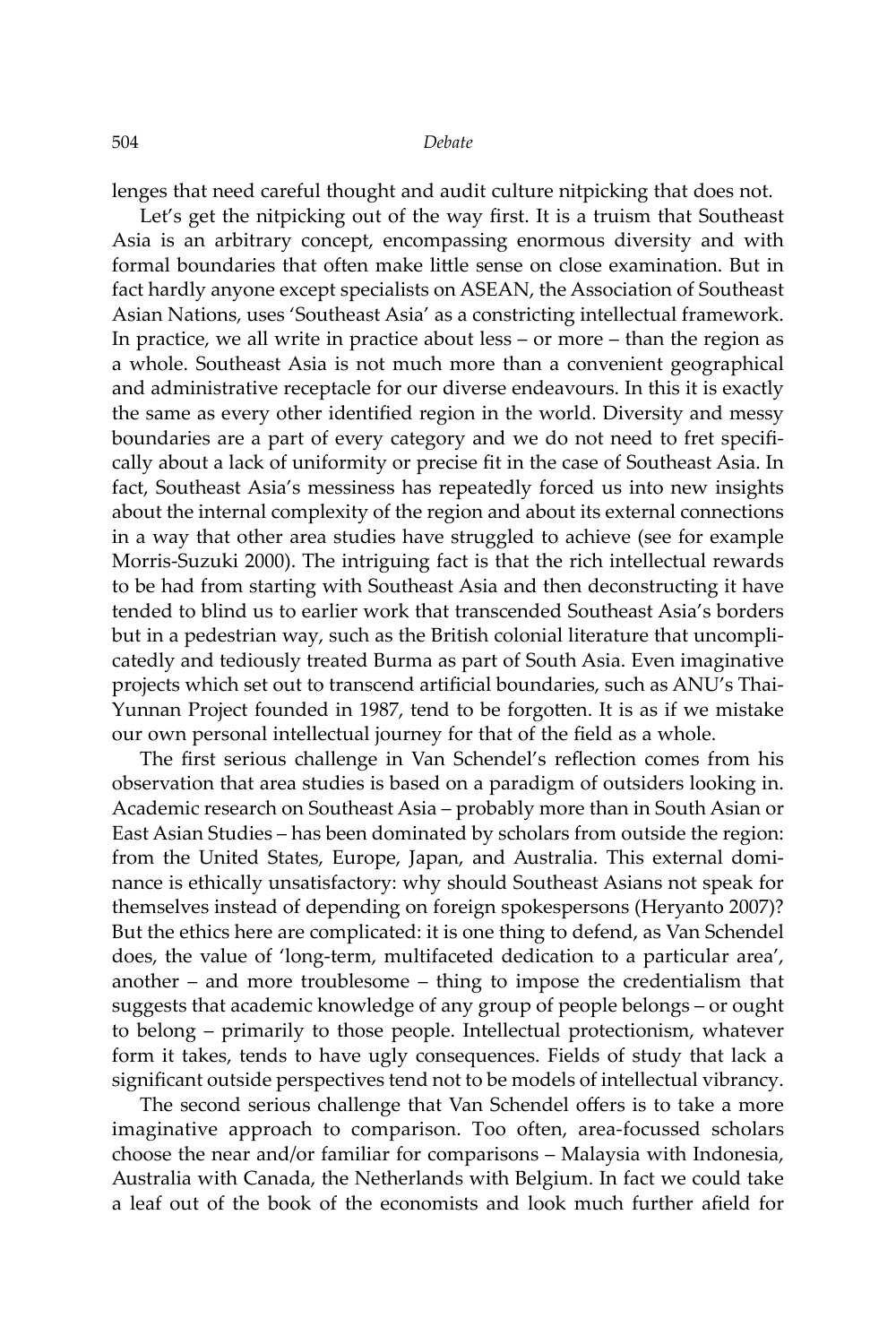lenges that need careful thought and audit culture nitpicking that does not.

Let's get the nitpicking out of the way first. It is a truism that Southeast Asia is an arbitrary concept, encompassing enormous diversity and with formal boundaries that often make little sense on close examination. But in fact hardly anyone except specialists on ASEAN, the Association of Southeast Asian Nations, uses 'Southeast Asia' as a constricting intellectual framework. In practice, we all write in practice about less – or more – than the region as a whole. Southeast Asia is not much more than a convenient geographical and administrative receptacle for our diverse endeavours. In this it is exactly the same as every other identified region in the world. Diversity and messy boundaries are a part of every category and we do not need to fret specifically about a lack of uniformity or precise fit in the case of Southeast Asia. In fact, Southeast Asia's messiness has repeatedly forced us into new insights about the internal complexity of the region and about its external connections in a way that other area studies have struggled to achieve (see for example Morris-Suzuki 2000). The intriguing fact is that the rich intellectual rewards to be had from starting with Southeast Asia and then deconstructing it have tended to blind us to earlier work that transcended Southeast Asia's borders but in a pedestrian way, such as the British colonial literature that uncomplicatedly and tediously treated Burma as part of South Asia. Even imaginative projects which set out to transcend artificial boundaries, such as ANU's Thai-Yunnan Project founded in 1987, tend to be forgotten. It is as if we mistake our own personal intellectual journey for that of the field as a whole.

The first serious challenge in Van Schendel's reflection comes from his observation that area studies is based on a paradigm of outsiders looking in. Academic research on Southeast Asia – probably more than in South Asian or East Asian Studies – has been dominated by scholars from outside the region: from the United States, Europe, Japan, and Australia. This external dominance is ethically unsatisfactory: why should Southeast Asians not speak for themselves instead of depending on foreign spokespersons (Heryanto 2007)? But the ethics here are complicated: it is one thing to defend, as Van Schendel does, the value of 'long-term, multifaceted dedication to a particular area', another – and more troublesome – thing to impose the credentialism that suggests that academic knowledge of any group of people belongs – or ought to belong – primarily to those people. Intellectual protectionism, whatever form it takes, tends to have ugly consequences. Fields of study that lack a significant outside perspectives tend not to be models of intellectual vibrancy.

The second serious challenge that Van Schendel offers is to take a more imaginative approach to comparison. Too often, area-focussed scholars choose the near and/or familiar for comparisons – Malaysia with Indonesia, Australia with Canada, the Netherlands with Belgium. In fact we could take a leaf out of the book of the economists and look much further afield for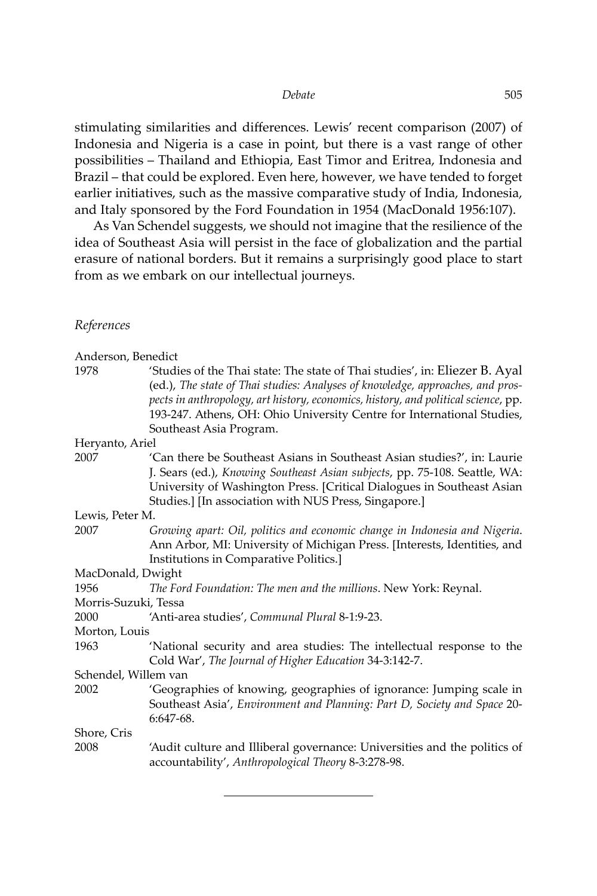stimulating similarities and differences. Lewis' recent comparison (2007) of Indonesia and Nigeria is a case in point, but there is a vast range of other possibilities – Thailand and Ethiopia, East Timor and Eritrea, Indonesia and Brazil – that could be explored. Even here, however, we have tended to forget earlier initiatives, such as the massive comparative study of India, Indonesia, and Italy sponsored by the Ford Foundation in 1954 (MacDonald 1956:107).

As Van Schendel suggests, we should not imagine that the resilience of the idea of Southeast Asia will persist in the face of globalization and the partial erasure of national borders. But it remains a surprisingly good place to start from as we embark on our intellectual journeys.

*References*

Anderson, Benedict

1978 'Studies of the Thai state: The state of Thai studies', in: Eliezer B. Ayal (ed.), *The state of Thai studies: Analyses of knowledge, approaches, and prospects in anthropology, art history, economics, history, and political science*, pp. 193-247. Athens, OH: Ohio University Centre for International Studies, Southeast Asia Program.

Heryanto, Ariel

2007 'Can there be Southeast Asians in Southeast Asian studies?', in: Laurie J. Sears (ed.), *Knowing Southeast Asian subjects*, pp. 75-108. Seattle, WA: University of Washington Press. [Critical Dialogues in Southeast Asian Studies.] [In association with NUS Press, Singapore.]

Lewis, Peter M.

2007 *Growing apart: Oil, politics and economic change in Indonesia and Nigeria*. Ann Arbor, MI: University of Michigan Press. [Interests, Identities, and Institutions in Comparative Politics.]

MacDonald, Dwight

1956 *The Ford Foundation: The men and the millions*. New York: Reynal.

Morris-Suzuki, Tessa

2000 'Anti-area studies', *Communal Plural* 8-1:9-23.

Morton, Louis

1963 'National security and area studies: The intellectual response to the Cold War', *The Journal of Higher Education* 34-3:142-7.

Schendel, Willem van

2002 'Geographies of knowing, geographies of ignorance: Jumping scale in Southeast Asia', *Environment and Planning: Part D, Society and Space* 20-6:647-68.

Shore, Cris

2008 'Audit culture and Illiberal governance: Universities and the politics of accountability', *Anthropological Theory* 8-3:278-98.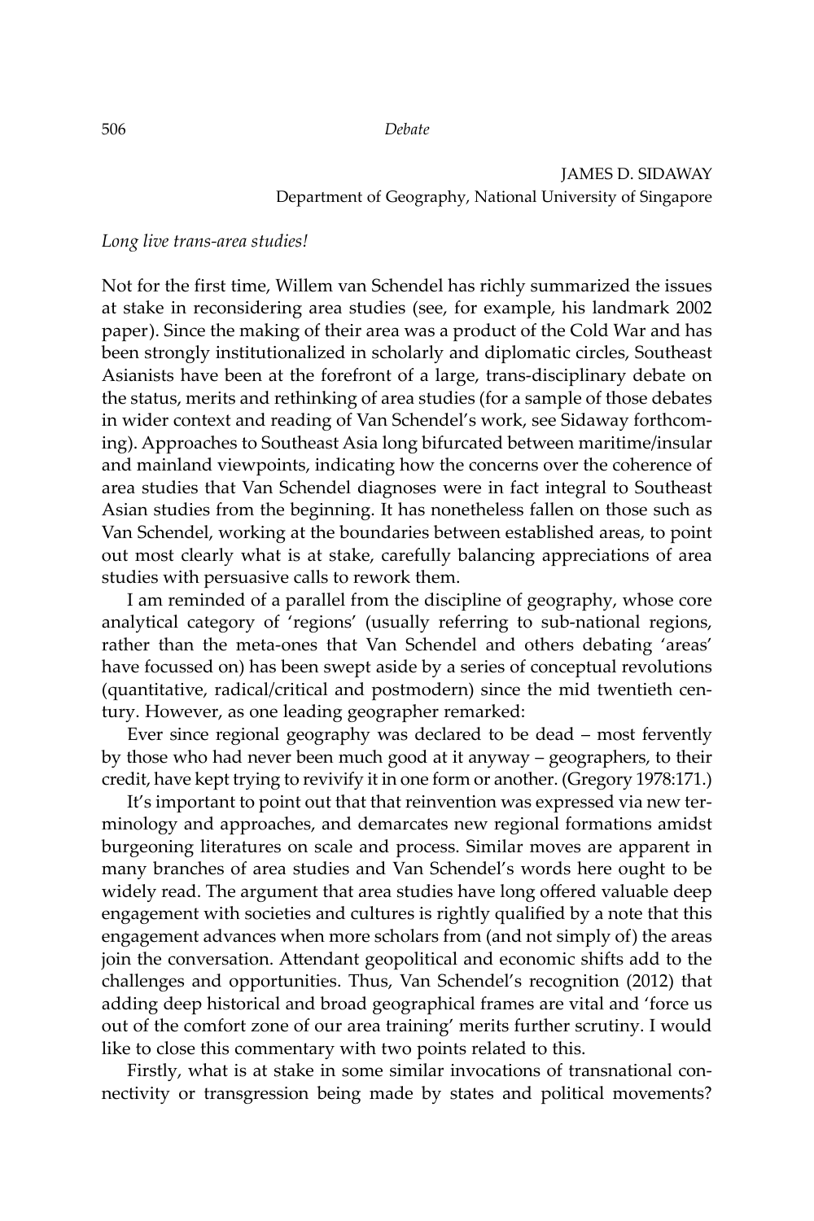JAMES D. SIDAWAY
Department of Geography, National University of Singapore

*Long live trans-area studies!*

Not for the first time, Willem van Schendel has richly summarized the issues at stake in reconsidering area studies (see, for example, his landmark 2002 paper). Since the making of their area was a product of the Cold War and has been strongly institutionalized in scholarly and diplomatic circles, Southeast Asianists have been at the forefront of a large, trans-disciplinary debate on the status, merits and rethinking of area studies (for a sample of those debates in wider context and reading of Van Schendel's work, see Sidaway forthcoming). Approaches to Southeast Asia long bifurcated between maritime/insular and mainland viewpoints, indicating how the concerns over the coherence of area studies that Van Schendel diagnoses were in fact integral to Southeast Asian studies from the beginning. It has nonetheless fallen on those such as Van Schendel, working at the boundaries between established areas, to point out most clearly what is at stake, carefully balancing appreciations of area studies with persuasive calls to rework them.

I am reminded of a parallel from the discipline of geography, whose core analytical category of 'regions' (usually referring to sub-national regions, rather than the meta-ones that Van Schendel and others debating 'areas' have focussed on) has been swept aside by a series of conceptual revolutions (quantitative, radical/critical and postmodern) since the mid twentieth century. However, as one leading geographer remarked:

Ever since regional geography was declared to be dead – most fervently by those who had never been much good at it anyway – geographers, to their credit, have kept trying to revivify it in one form or another. (Gregory 1978:171.)

It's important to point out that that reinvention was expressed via new terminology and approaches, and demarcates new regional formations amidst burgeoning literatures on scale and process. Similar moves are apparent in many branches of area studies and Van Schendel's words here ought to be widely read. The argument that area studies have long offered valuable deep engagement with societies and cultures is rightly qualified by a note that this engagement advances when more scholars from (and not simply of) the areas join the conversation. Attendant geopolitical and economic shifts add to the challenges and opportunities. Thus, Van Schendel's recognition (2012) that adding deep historical and broad geographical frames are vital and 'force us out of the comfort zone of our area training' merits further scrutiny. I would like to close this commentary with two points related to this.

Firstly, what is at stake in some similar invocations of transnational connectivity or transgression being made by states and political movements?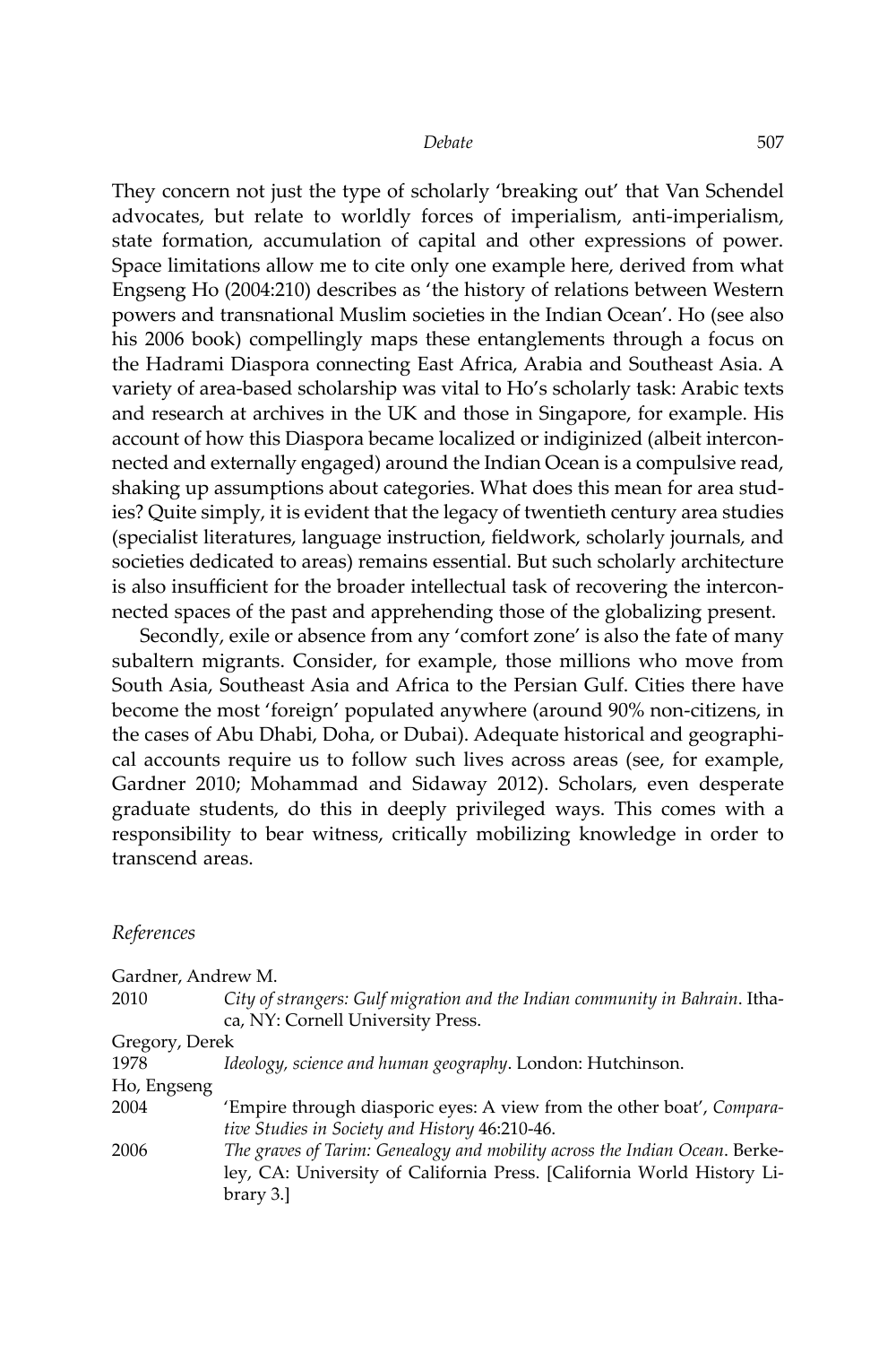They concern not just the type of scholarly 'breaking out' that Van Schendel advocates, but relate to worldly forces of imperialism, anti-imperialism, state formation, accumulation of capital and other expressions of power. Space limitations allow me to cite only one example here, derived from what Engseng Ho (2004:210) describes as 'the history of relations between Western powers and transnational Muslim societies in the Indian Ocean'. Ho (see also his 2006 book) compellingly maps these entanglements through a focus on the Hadrami Diaspora connecting East Africa, Arabia and Southeast Asia. A variety of area-based scholarship was vital to Ho's scholarly task: Arabic texts and research at archives in the UK and those in Singapore, for example. His account of how this Diaspora became localized or indiginized (albeit interconnected and externally engaged) around the Indian Ocean is a compulsive read, shaking up assumptions about categories. What does this mean for area studies? Quite simply, it is evident that the legacy of twentieth century area studies (specialist literatures, language instruction, fieldwork, scholarly journals, and societies dedicated to areas) remains essential. But such scholarly architecture is also insufficient for the broader intellectual task of recovering the interconnected spaces of the past and apprehending those of the globalizing present.

Secondly, exile or absence from any 'comfort zone' is also the fate of many subaltern migrants. Consider, for example, those millions who move from South Asia, Southeast Asia and Africa to the Persian Gulf. Cities there have become the most 'foreign' populated anywhere (around 90% non-citizens, in the cases of Abu Dhabi, Doha, or Dubai). Adequate historical and geographical accounts require us to follow such lives across areas (see, for example, Gardner 2010; Mohammad and Sidaway 2012). Scholars, even desperate graduate students, do this in deeply privileged ways. This comes with a responsibility to bear witness, critically mobilizing knowledge in order to transcend areas.

*References*

Gardner, Andrew M.
2010 *City of strangers: Gulf migration and the Indian community in Bahrain*. Ithaca, NY: Cornell University Press.

Gregory, Derek
1978 *Ideology, science and human geography*. London: Hutchinson.

Ho, Engseng
2004 'Empire through diasporic eyes: A view from the other boat', *Comparative Studies in Society and History* 46:210-46.
2006 *The graves of Tarim: Genealogy and mobility across the Indian Ocean*. Berkeley, CA: University of California Press. [California World History Library 3.]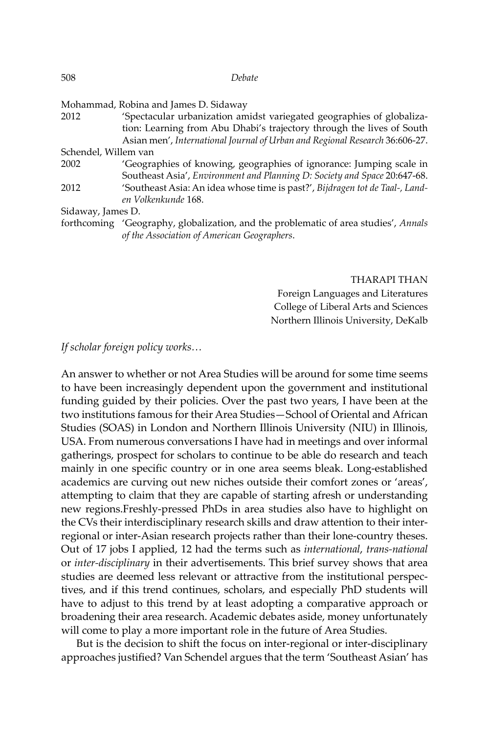Mohammad, Robina and James D. Sidaway

2012 'Spectacular urbanization amidst variegated geographies of globalization: Learning from Abu Dhabi's trajectory through the lives of South Asian men', *International Journal of Urban and Regional Research* 36:606-27.

Schendel, Willem van

2002 'Geographies of knowing, geographies of ignorance: Jumping scale in Southeast Asia', *Environment and Planning D: Society and Space* 20:647-68.

2012 'Southeast Asia: An idea whose time is past?', *Bijdragen tot de Taal-, Land- en Volkenkunde* 168.

Sidaway, James D.

forthcoming 'Geography, globalization, and the problematic of area studies', *Annals of the Association of American Geographers*.

THARAPI THAN
Foreign Languages and Literatures
College of Liberal Arts and Sciences
Northern Illinois University, DeKalb

*If scholar foreign policy works…*

An answer to whether or not Area Studies will be around for some time seems to have been increasingly dependent upon the government and institutional funding guided by their policies. Over the past two years, I have been at the two institutions famous for their Area Studies—School of Oriental and African Studies (SOAS) in London and Northern Illinois University (NIU) in Illinois, USA. From numerous conversations I have had in meetings and over informal gatherings, prospect for scholars to continue to be able do research and teach mainly in one specific country or in one area seems bleak. Long-established academics are curving out new niches outside their comfort zones or 'areas', attempting to claim that they are capable of starting afresh or understanding new regions.Freshly-pressed PhDs in area studies also have to highlight on the CVs their interdisciplinary research skills and draw attention to their inter-regional or inter-Asian research projects rather than their lone-country theses. Out of 17 jobs I applied, 12 had the terms such as *international*, *trans-national* or *inter-disciplinary* in their advertisements. This brief survey shows that area studies are deemed less relevant or attractive from the institutional perspectives, and if this trend continues, scholars, and especially PhD students will have to adjust to this trend by at least adopting a comparative approach or broadening their area research. Academic debates aside, money unfortunately will come to play a more important role in the future of Area Studies.

But is the decision to shift the focus on inter-regional or inter-disciplinary approaches justified? Van Schendel argues that the term 'Southeast Asian' has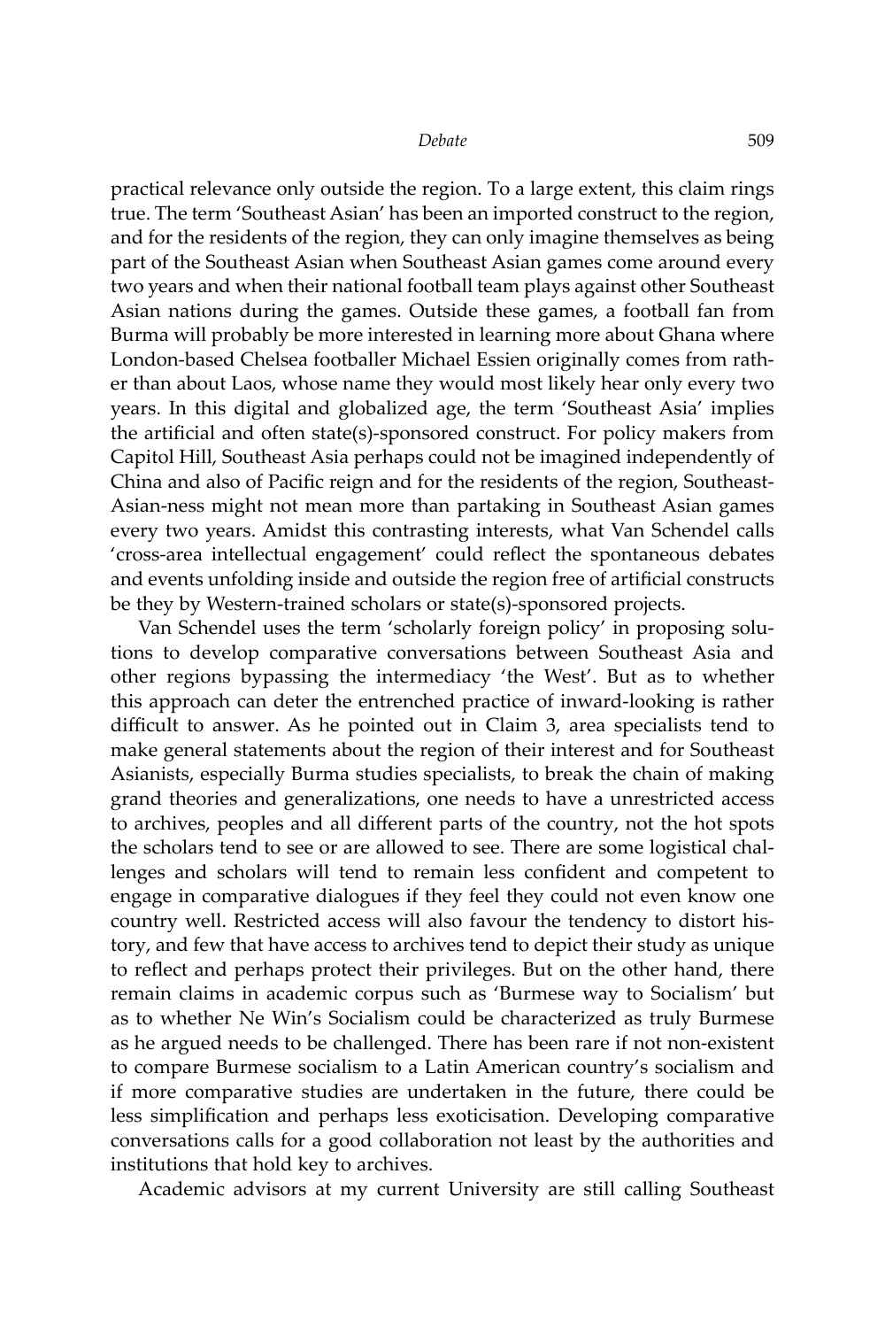practical relevance only outside the region. To a large extent, this claim rings true. The term 'Southeast Asian' has been an imported construct to the region, and for the residents of the region, they can only imagine themselves as being part of the Southeast Asian when Southeast Asian games come around every two years and when their national football team plays against other Southeast Asian nations during the games. Outside these games, a football fan from Burma will probably be more interested in learning more about Ghana where London-based Chelsea footballer Michael Essien originally comes from rather than about Laos, whose name they would most likely hear only every two years. In this digital and globalized age, the term 'Southeast Asia' implies the artificial and often state(s)-sponsored construct. For policy makers from Capitol Hill, Southeast Asia perhaps could not be imagined independently of China and also of Pacific reign and for the residents of the region, Southeast-Asian-ness might not mean more than partaking in Southeast Asian games every two years. Amidst this contrasting interests, what Van Schendel calls 'cross-area intellectual engagement' could reflect the spontaneous debates and events unfolding inside and outside the region free of artificial constructs be they by Western-trained scholars or state(s)-sponsored projects.

Van Schendel uses the term 'scholarly foreign policy' in proposing solutions to develop comparative conversations between Southeast Asia and other regions bypassing the intermediacy 'the West'. But as to whether this approach can deter the entrenched practice of inward-looking is rather difficult to answer. As he pointed out in Claim 3, area specialists tend to make general statements about the region of their interest and for Southeast Asianists, especially Burma studies specialists, to break the chain of making grand theories and generalizations, one needs to have a unrestricted access to archives, peoples and all different parts of the country, not the hot spots the scholars tend to see or are allowed to see. There are some logistical challenges and scholars will tend to remain less confident and competent to engage in comparative dialogues if they feel they could not even know one country well. Restricted access will also favour the tendency to distort history, and few that have access to archives tend to depict their study as unique to reflect and perhaps protect their privileges. But on the other hand, there remain claims in academic corpus such as 'Burmese way to Socialism' but as to whether Ne Win's Socialism could be characterized as truly Burmese as he argued needs to be challenged. There has been rare if not non-existent to compare Burmese socialism to a Latin American country's socialism and if more comparative studies are undertaken in the future, there could be less simplification and perhaps less exoticisation. Developing comparative conversations calls for a good collaboration not least by the authorities and institutions that hold key to archives.

Academic advisors at my current University are still calling Southeast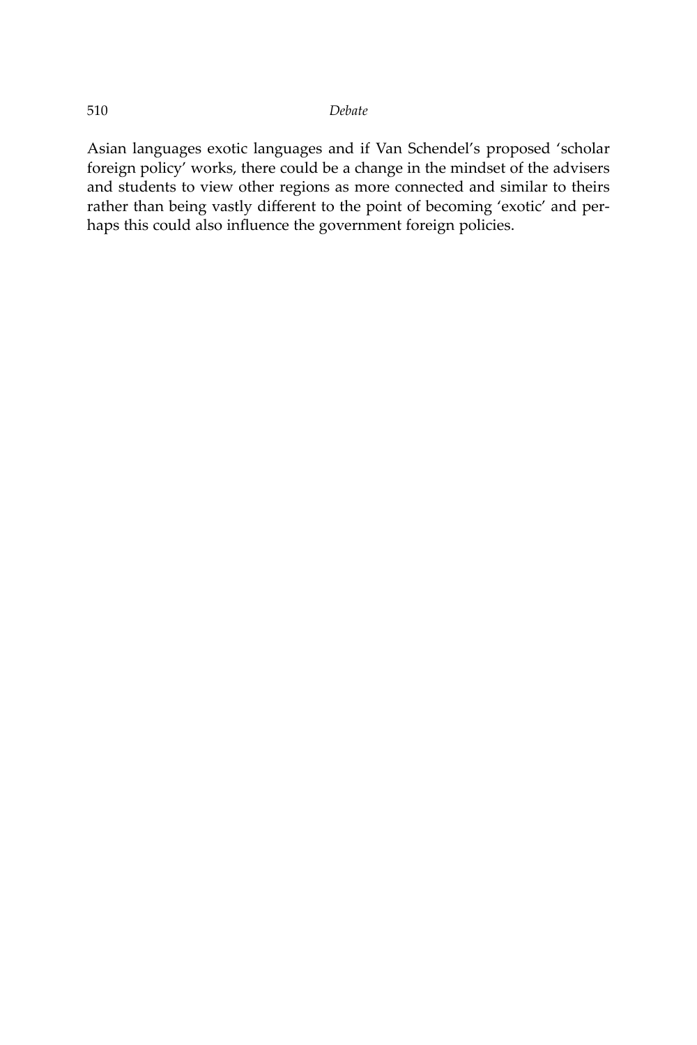Asian languages exotic languages and if Van Schendel's proposed 'scholar foreign policy' works, there could be a change in the mindset of the advisers and students to view other regions as more connected and similar to theirs rather than being vastly different to the point of becoming 'exotic' and perhaps this could also influence the government foreign policies.